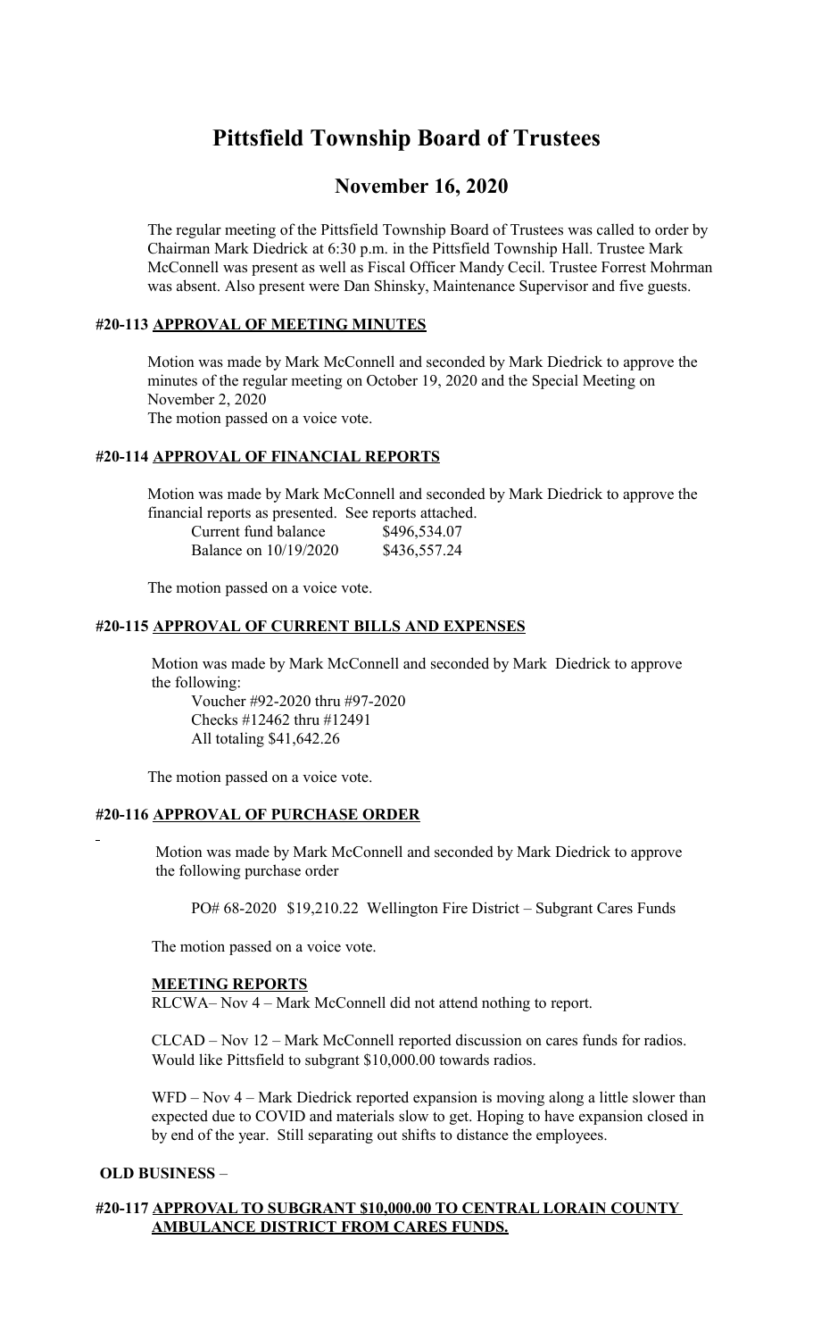# Pittsfield Township Board of Trustees

## November 16, 2020

The regular meeting of the Pittsfield Township Board of Trustees was called to order by Chairman Mark Diedrick at 6:30 p.m. in the Pittsfield Township Hall. Trustee Mark McConnell was present as well as Fiscal Officer Mandy Cecil. Trustee Forrest Mohrman was absent. Also present were Dan Shinsky, Maintenance Supervisor and five guests.

### #20-113 APPROVAL OF MEETING MINUTES

Motion was made by Mark McConnell and seconded by Mark Diedrick to approve the minutes of the regular meeting on October 19, 2020 and the Special Meeting on November 2, 2020
The motion passed on a voice vote.

### #20-114 APPROVAL OF FINANCIAL REPORTS

Motion was made by Mark McConnell and seconded by Mark Diedrick to approve the financial reports as presented. See reports attached.

| | |
|---|---|
| Current fund balance | $496,534.07 |
| Balance on 10/19/2020 | $436,557.24 |

The motion passed on a voice vote.

### #20-115 APPROVAL OF CURRENT BILLS AND EXPENSES

Motion was made by Mark McConnell and seconded by Mark Diedrick to approve the following:

Voucher #92-2020 thru #97-2020
Checks #12462 thru #12491
All totaling $41,642.26

The motion passed on a voice vote.

### #20-116 APPROVAL OF PURCHASE ORDER

Motion was made by Mark McConnell and seconded by Mark Diedrick to approve the following purchase order

PO# 68-2020 $19,210.22 Wellington Fire District – Subgrant Cares Funds

The motion passed on a voice vote.

**MEETING REPORTS**

RLCWA– Nov 4 – Mark McConnell did not attend nothing to report.

CLCAD – Nov 12 – Mark McConnell reported discussion on cares funds for radios. Would like Pittsfield to subgrant $10,000.00 towards radios.

WFD – Nov 4 – Mark Diedrick reported expansion is moving along a little slower than expected due to COVID and materials slow to get. Hoping to have expansion closed in by end of the year. Still separating out shifts to distance the employees.

**OLD BUSINESS** –

### #20-117 APPROVAL TO SUBGRANT $10,000.00 TO CENTRAL LORAIN COUNTY AMBULANCE DISTRICT FROM CARES FUNDS.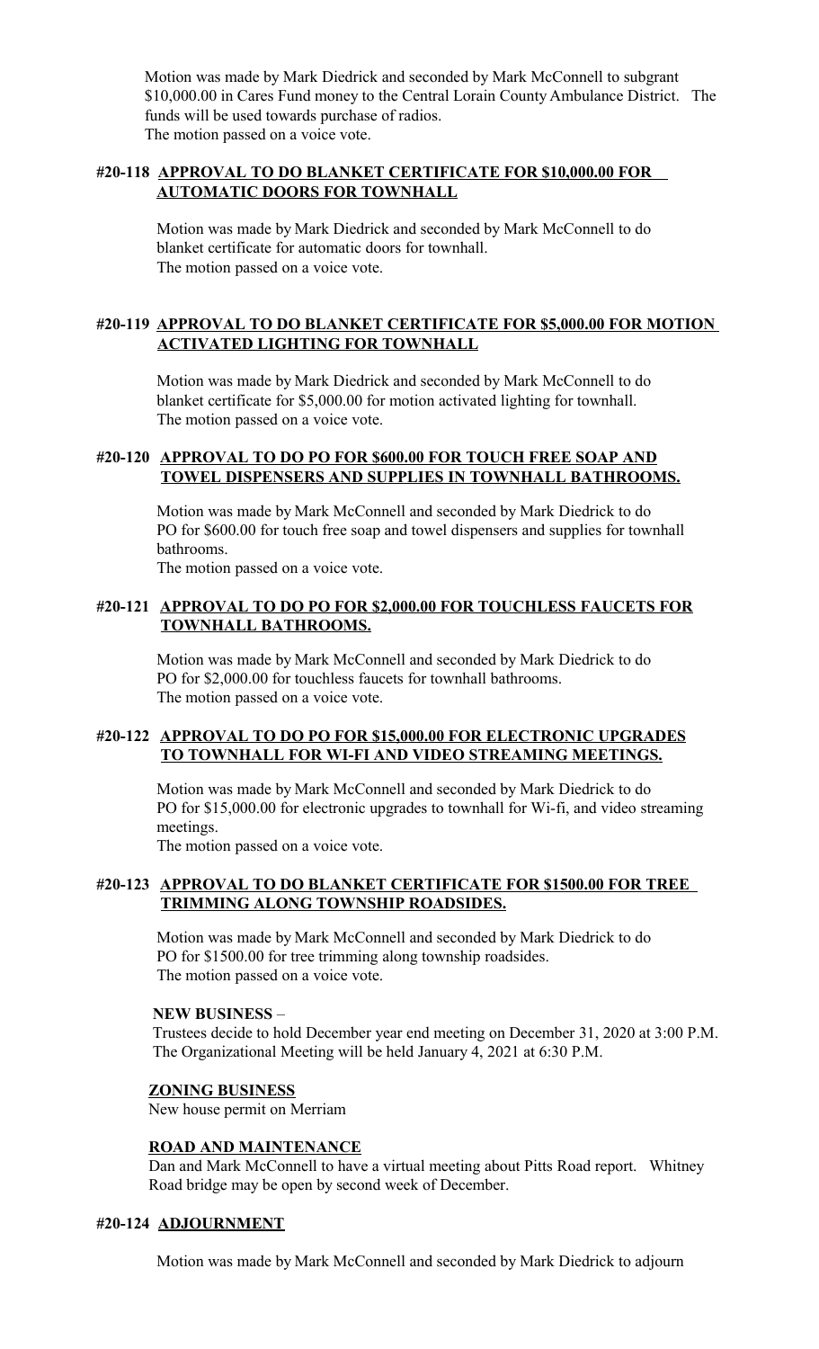Motion was made by Mark Diedrick and seconded by Mark McConnell to subgrant $10,000.00 in Cares Fund money to the Central Lorain County Ambulance District. The funds will be used towards purchase of radios.
The motion passed on a voice vote.

### #20-118 APPROVAL TO DO BLANKET CERTIFICATE FOR $10,000.00 FOR AUTOMATIC DOORS FOR TOWNHALL

Motion was made by Mark Diedrick and seconded by Mark McConnell to do blanket certificate for automatic doors for townhall.
The motion passed on a voice vote.

### #20-119 APPROVAL TO DO BLANKET CERTIFICATE FOR $5,000.00 FOR MOTION ACTIVATED LIGHTING FOR TOWNHALL

Motion was made by Mark Diedrick and seconded by Mark McConnell to do blanket certificate for $5,000.00 for motion activated lighting for townhall.
The motion passed on a voice vote.

### #20-120 APPROVAL TO DO PO FOR $600.00 FOR TOUCH FREE SOAP AND TOWEL DISPENSERS AND SUPPLIES IN TOWNHALL BATHROOMS.

Motion was made by Mark McConnell and seconded by Mark Diedrick to do PO for $600.00 for touch free soap and towel dispensers and supplies for townhall bathrooms.
The motion passed on a voice vote.

### #20-121 APPROVAL TO DO PO FOR $2,000.00 FOR TOUCHLESS FAUCETS FOR TOWNHALL BATHROOMS.

Motion was made by Mark McConnell and seconded by Mark Diedrick to do PO for $2,000.00 for touchless faucets for townhall bathrooms.
The motion passed on a voice vote.

### #20-122 APPROVAL TO DO PO FOR $15,000.00 FOR ELECTRONIC UPGRADES TO TOWNHALL FOR WI-FI AND VIDEO STREAMING MEETINGS.

Motion was made by Mark McConnell and seconded by Mark Diedrick to do PO for $15,000.00 for electronic upgrades to townhall for Wi-fi, and video streaming meetings.
The motion passed on a voice vote.

### #20-123 APPROVAL TO DO BLANKET CERTIFICATE FOR $1500.00 FOR TREE TRIMMING ALONG TOWNSHIP ROADSIDES.

Motion was made by Mark McConnell and seconded by Mark Diedrick to do PO for $1500.00 for tree trimming along township roadsides.
The motion passed on a voice vote.

**NEW BUSINESS** –

Trustees decide to hold December year end meeting on December 31, 2020 at 3:00 P.M.
The Organizational Meeting will be held January 4, 2021 at 6:30 P.M.

**ZONING BUSINESS**

New house permit on Merriam

**ROAD AND MAINTENANCE**

Dan and Mark McConnell to have a virtual meeting about Pitts Road report. Whitney Road bridge may be open by second week of December.

### #20-124 ADJOURNMENT

Motion was made by Mark McConnell and seconded by Mark Diedrick to adjourn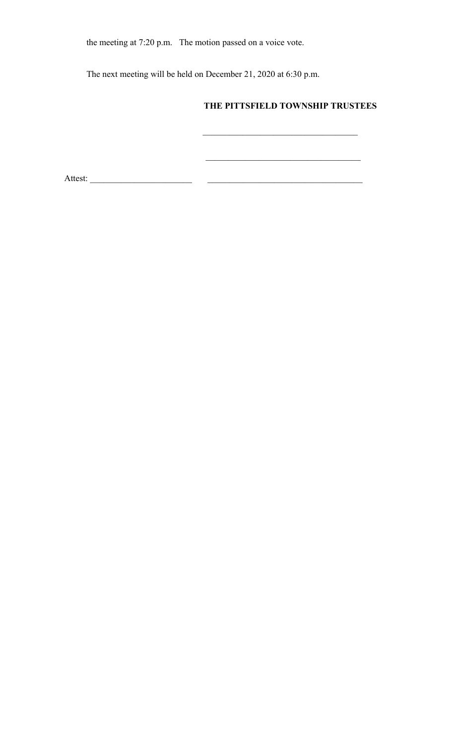the meeting at 7:20 p.m.   The motion passed on a voice vote.

The next meeting will be held on December 21, 2020 at 6:30 p.m.

**THE PITTSFIELD TOWNSHIP TRUSTEES**

___________________________________

___________________________________

Attest: _______________________     ___________________________________